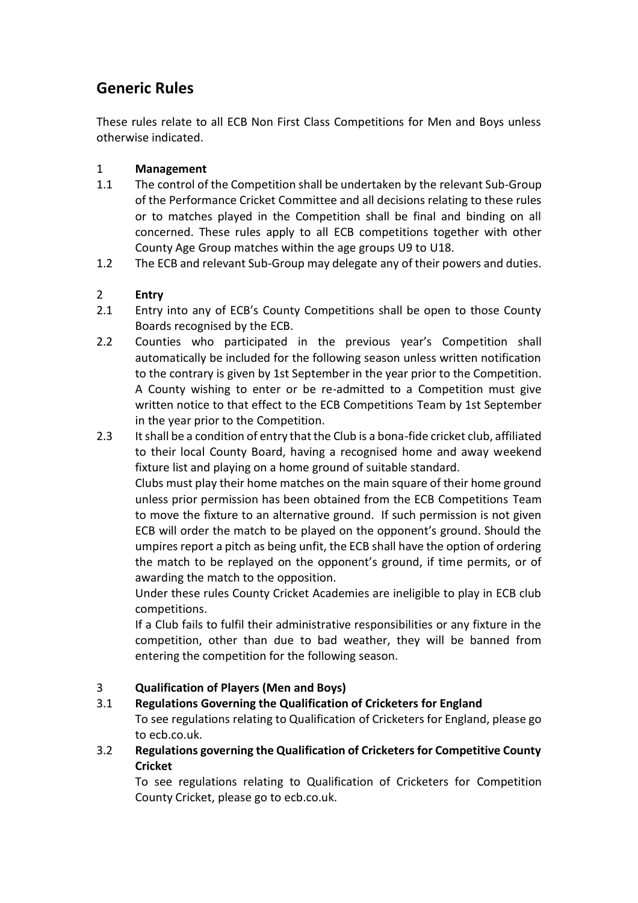# Generic Rules

These rules relate to all ECB Non First Class Competitions for Men and Boys unless otherwise indicated.

## 1 Management

1.1 The control of the Competition shall be undertaken by the relevant Sub-Group of the Performance Cricket Committee and all decisions relating to these rules or to matches played in the Competition shall be final and binding on all concerned. These rules apply to all ECB competitions together with other County Age Group matches within the age groups U9 to U18.

1.2 The ECB and relevant Sub-Group may delegate any of their powers and duties.

## 2 Entry

2.1 Entry into any of ECB's County Competitions shall be open to those County Boards recognised by the ECB.

2.2 Counties who participated in the previous year's Competition shall automatically be included for the following season unless written notification to the contrary is given by 1st September in the year prior to the Competition. A County wishing to enter or be re-admitted to a Competition must give written notice to that effect to the ECB Competitions Team by 1st September in the year prior to the Competition.

2.3 It shall be a condition of entry that the Club is a bona-fide cricket club, affiliated to their local County Board, having a recognised home and away weekend fixture list and playing on a home ground of suitable standard.

Clubs must play their home matches on the main square of their home ground unless prior permission has been obtained from the ECB Competitions Team to move the fixture to an alternative ground. If such permission is not given ECB will order the match to be played on the opponent's ground. Should the umpires report a pitch as being unfit, the ECB shall have the option of ordering the match to be replayed on the opponent's ground, if time permits, or of awarding the match to the opposition.

Under these rules County Cricket Academies are ineligible to play in ECB club competitions.

If a Club fails to fulfil their administrative responsibilities or any fixture in the competition, other than due to bad weather, they will be banned from entering the competition for the following season.

## 3 Qualification of Players (Men and Boys)

### 3.1 Regulations Governing the Qualification of Cricketers for England

To see regulations relating to Qualification of Cricketers for England, please go to ecb.co.uk.

### 3.2 Regulations governing the Qualification of Cricketers for Competitive County Cricket

To see regulations relating to Qualification of Cricketers for Competition County Cricket, please go to ecb.co.uk.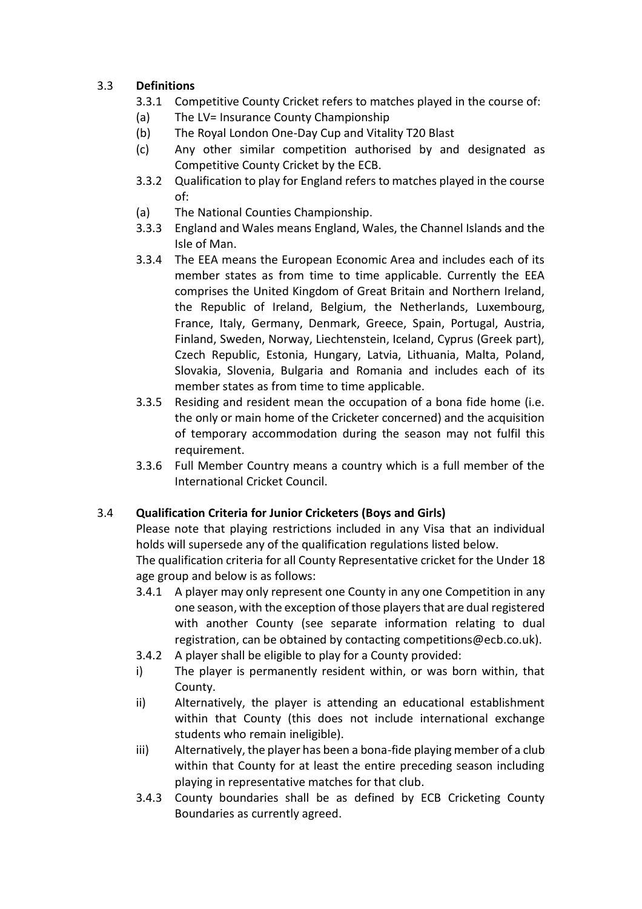### 3.3 Definitions

3.3.1 Competitive County Cricket refers to matches played in the course of:

(a) The LV= Insurance County Championship

(b) The Royal London One-Day Cup and Vitality T20 Blast

(c) Any other similar competition authorised by and designated as Competitive County Cricket by the ECB.

3.3.2 Qualification to play for England refers to matches played in the course of:

(a) The National Counties Championship.

3.3.3 England and Wales means England, Wales, the Channel Islands and the Isle of Man.

3.3.4 The EEA means the European Economic Area and includes each of its member states as from time to time applicable. Currently the EEA comprises the United Kingdom of Great Britain and Northern Ireland, the Republic of Ireland, Belgium, the Netherlands, Luxembourg, France, Italy, Germany, Denmark, Greece, Spain, Portugal, Austria, Finland, Sweden, Norway, Liechtenstein, Iceland, Cyprus (Greek part), Czech Republic, Estonia, Hungary, Latvia, Lithuania, Malta, Poland, Slovakia, Slovenia, Bulgaria and Romania and includes each of its member states as from time to time applicable.

3.3.5 Residing and resident mean the occupation of a bona fide home (i.e. the only or main home of the Cricketer concerned) and the acquisition of temporary accommodation during the season may not fulfil this requirement.

3.3.6 Full Member Country means a country which is a full member of the International Cricket Council.

### 3.4 Qualification Criteria for Junior Cricketers (Boys and Girls)

Please note that playing restrictions included in any Visa that an individual holds will supersede any of the qualification regulations listed below.

The qualification criteria for all County Representative cricket for the Under 18 age group and below is as follows:

3.4.1 A player may only represent one County in any one Competition in any one season, with the exception of those players that are dual registered with another County (see separate information relating to dual registration, can be obtained by contacting competitions@ecb.co.uk).

3.4.2 A player shall be eligible to play for a County provided:

i) The player is permanently resident within, or was born within, that County.

ii) Alternatively, the player is attending an educational establishment within that County (this does not include international exchange students who remain ineligible).

iii) Alternatively, the player has been a bona-fide playing member of a club within that County for at least the entire preceding season including playing in representative matches for that club.

3.4.3 County boundaries shall be as defined by ECB Cricketing County Boundaries as currently agreed.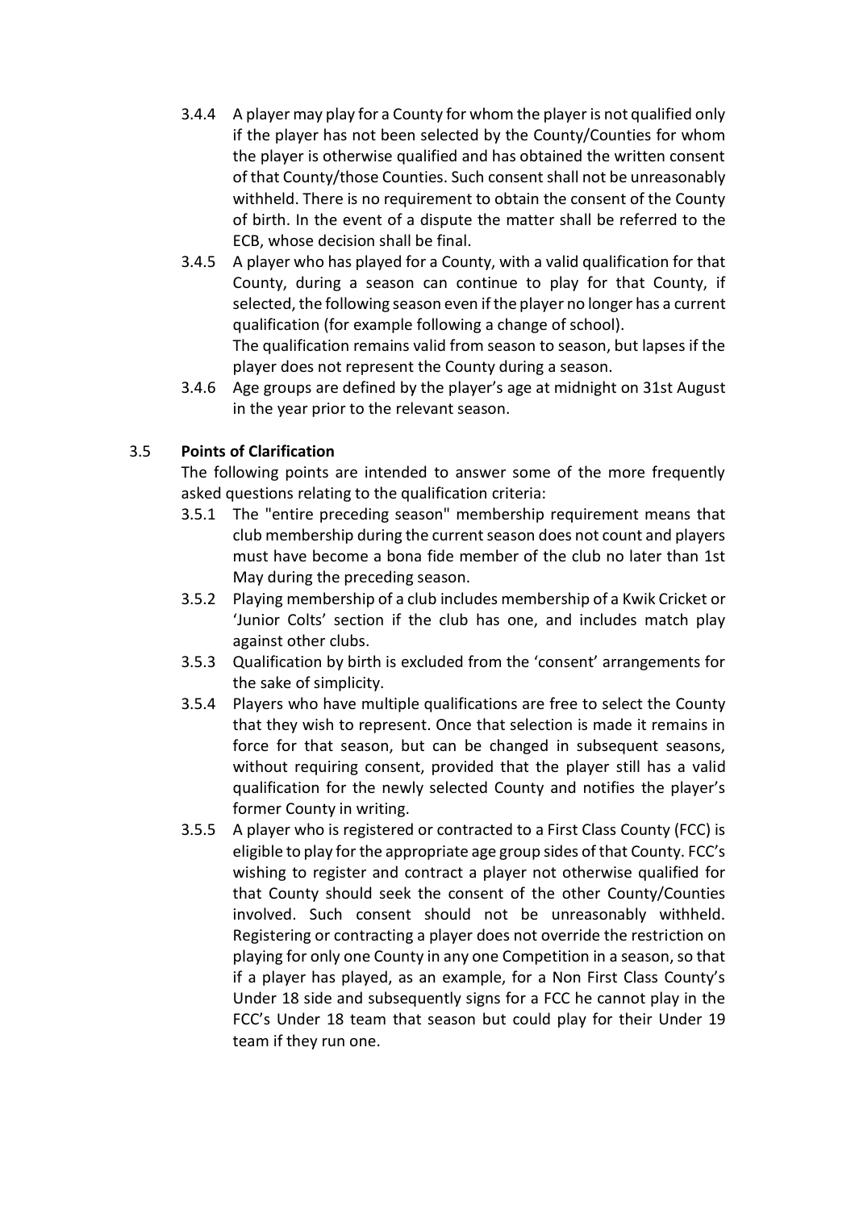3.4.4 A player may play for a County for whom the player is not qualified only if the player has not been selected by the County/Counties for whom the player is otherwise qualified and has obtained the written consent of that County/those Counties. Such consent shall not be unreasonably withheld. There is no requirement to obtain the consent of the County of birth. In the event of a dispute the matter shall be referred to the ECB, whose decision shall be final.

3.4.5 A player who has played for a County, with a valid qualification for that County, during a season can continue to play for that County, if selected, the following season even if the player no longer has a current qualification (for example following a change of school).
The qualification remains valid from season to season, but lapses if the player does not represent the County during a season.

3.4.6 Age groups are defined by the player's age at midnight on 31st August in the year prior to the relevant season.

### 3.5 Points of Clarification

The following points are intended to answer some of the more frequently asked questions relating to the qualification criteria:

3.5.1 The "entire preceding season" membership requirement means that club membership during the current season does not count and players must have become a bona fide member of the club no later than 1st May during the preceding season.

3.5.2 Playing membership of a club includes membership of a Kwik Cricket or 'Junior Colts' section if the club has one, and includes match play against other clubs.

3.5.3 Qualification by birth is excluded from the 'consent' arrangements for the sake of simplicity.

3.5.4 Players who have multiple qualifications are free to select the County that they wish to represent. Once that selection is made it remains in force for that season, but can be changed in subsequent seasons, without requiring consent, provided that the player still has a valid qualification for the newly selected County and notifies the player's former County in writing.

3.5.5 A player who is registered or contracted to a First Class County (FCC) is eligible to play for the appropriate age group sides of that County. FCC's wishing to register and contract a player not otherwise qualified for that County should seek the consent of the other County/Counties involved. Such consent should not be unreasonably withheld. Registering or contracting a player does not override the restriction on playing for only one County in any one Competition in a season, so that if a player has played, as an example, for a Non First Class County's Under 18 side and subsequently signs for a FCC he cannot play in the FCC's Under 18 team that season but could play for their Under 19 team if they run one.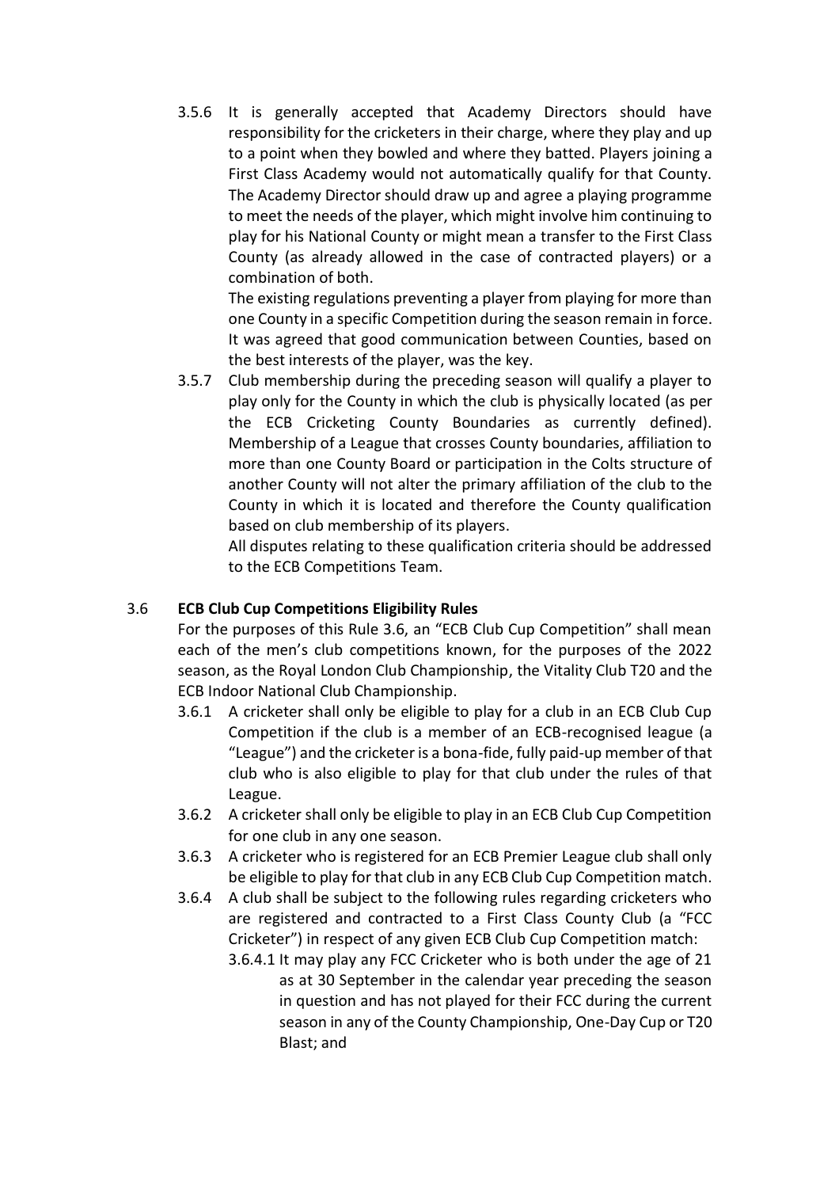3.5.6 It is generally accepted that Academy Directors should have responsibility for the cricketers in their charge, where they play and up to a point when they bowled and where they batted. Players joining a First Class Academy would not automatically qualify for that County. The Academy Director should draw up and agree a playing programme to meet the needs of the player, which might involve him continuing to play for his National County or might mean a transfer to the First Class County (as already allowed in the case of contracted players) or a combination of both.

The existing regulations preventing a player from playing for more than one County in a specific Competition during the season remain in force. It was agreed that good communication between Counties, based on the best interests of the player, was the key.

3.5.7 Club membership during the preceding season will qualify a player to play only for the County in which the club is physically located (as per the ECB Cricketing County Boundaries as currently defined). Membership of a League that crosses County boundaries, affiliation to more than one County Board or participation in the Colts structure of another County will not alter the primary affiliation of the club to the County in which it is located and therefore the County qualification based on club membership of its players.

All disputes relating to these qualification criteria should be addressed to the ECB Competitions Team.

### 3.6 ECB Club Cup Competitions Eligibility Rules

For the purposes of this Rule 3.6, an "ECB Club Cup Competition" shall mean each of the men's club competitions known, for the purposes of the 2022 season, as the Royal London Club Championship, the Vitality Club T20 and the ECB Indoor National Club Championship.

3.6.1 A cricketer shall only be eligible to play for a club in an ECB Club Cup Competition if the club is a member of an ECB-recognised league (a "League") and the cricketer is a bona-fide, fully paid-up member of that club who is also eligible to play for that club under the rules of that League.

3.6.2 A cricketer shall only be eligible to play in an ECB Club Cup Competition for one club in any one season.

3.6.3 A cricketer who is registered for an ECB Premier League club shall only be eligible to play for that club in any ECB Club Cup Competition match.

3.6.4 A club shall be subject to the following rules regarding cricketers who are registered and contracted to a First Class County Club (a "FCC Cricketer") in respect of any given ECB Club Cup Competition match:

3.6.4.1 It may play any FCC Cricketer who is both under the age of 21 as at 30 September in the calendar year preceding the season in question and has not played for their FCC during the current season in any of the County Championship, One-Day Cup or T20 Blast; and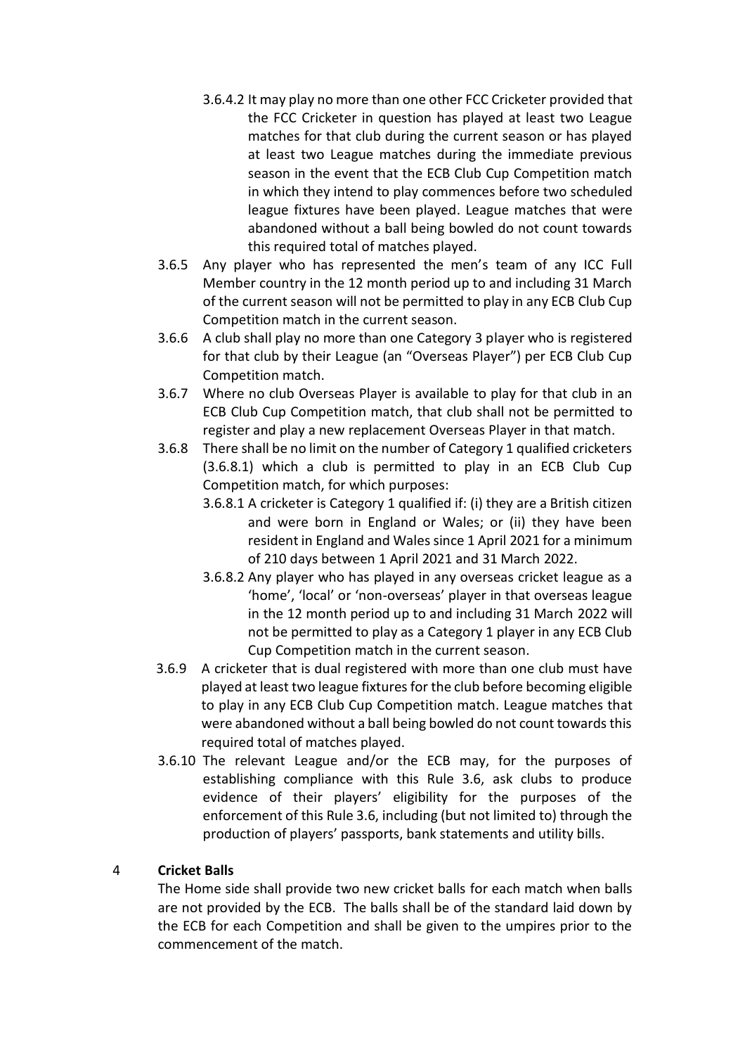3.6.4.2 It may play no more than one other FCC Cricketer provided that the FCC Cricketer in question has played at least two League matches for that club during the current season or has played at least two League matches during the immediate previous season in the event that the ECB Club Cup Competition match in which they intend to play commences before two scheduled league fixtures have been played. League matches that were abandoned without a ball being bowled do not count towards this required total of matches played.

3.6.5 Any player who has represented the men's team of any ICC Full Member country in the 12 month period up to and including 31 March of the current season will not be permitted to play in any ECB Club Cup Competition match in the current season.

3.6.6 A club shall play no more than one Category 3 player who is registered for that club by their League (an "Overseas Player") per ECB Club Cup Competition match.

3.6.7 Where no club Overseas Player is available to play for that club in an ECB Club Cup Competition match, that club shall not be permitted to register and play a new replacement Overseas Player in that match.

3.6.8 There shall be no limit on the number of Category 1 qualified cricketers (3.6.8.1) which a club is permitted to play in an ECB Club Cup Competition match, for which purposes:

3.6.8.1 A cricketer is Category 1 qualified if: (i) they are a British citizen and were born in England or Wales; or (ii) they have been resident in England and Wales since 1 April 2021 for a minimum of 210 days between 1 April 2021 and 31 March 2022.

3.6.8.2 Any player who has played in any overseas cricket league as a 'home', 'local' or 'non-overseas' player in that overseas league in the 12 month period up to and including 31 March 2022 will not be permitted to play as a Category 1 player in any ECB Club Cup Competition match in the current season.

3.6.9 A cricketer that is dual registered with more than one club must have played at least two league fixtures for the club before becoming eligible to play in any ECB Club Cup Competition match. League matches that were abandoned without a ball being bowled do not count towards this required total of matches played.

3.6.10 The relevant League and/or the ECB may, for the purposes of establishing compliance with this Rule 3.6, ask clubs to produce evidence of their players' eligibility for the purposes of the enforcement of this Rule 3.6, including (but not limited to) through the production of players' passports, bank statements and utility bills.

## 4 Cricket Balls

The Home side shall provide two new cricket balls for each match when balls are not provided by the ECB. The balls shall be of the standard laid down by the ECB for each Competition and shall be given to the umpires prior to the commencement of the match.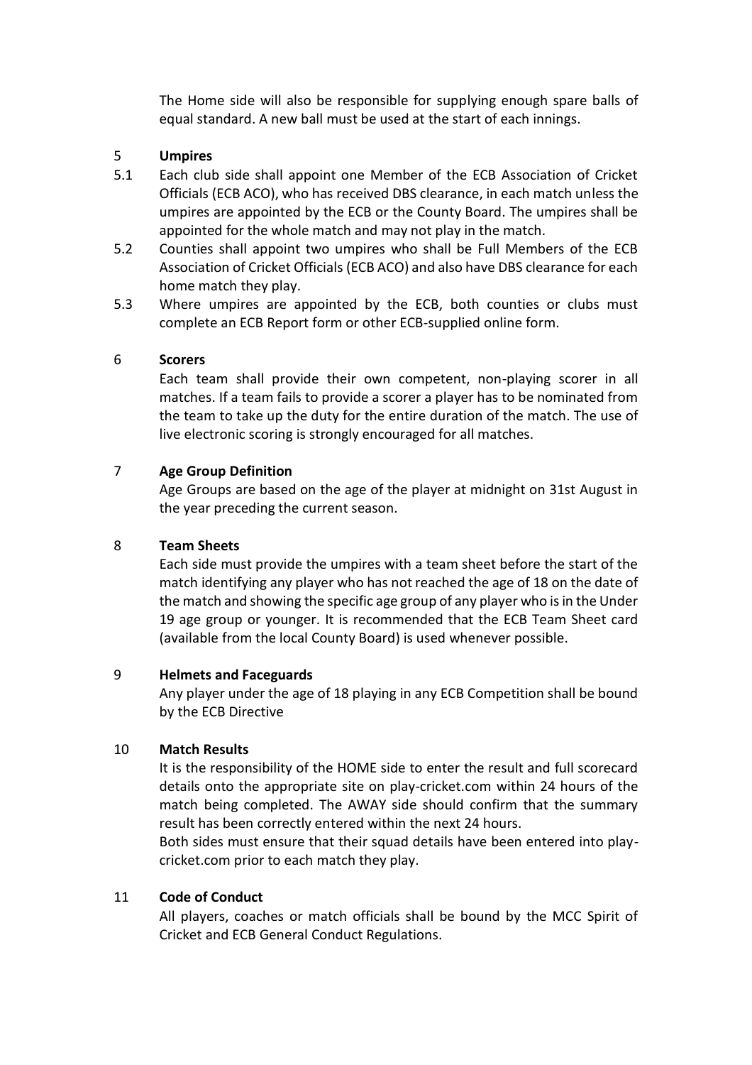The Home side will also be responsible for supplying enough spare balls of equal standard. A new ball must be used at the start of each innings.

## 5 Umpires

5.1 Each club side shall appoint one Member of the ECB Association of Cricket Officials (ECB ACO), who has received DBS clearance, in each match unless the umpires are appointed by the ECB or the County Board. The umpires shall be appointed for the whole match and may not play in the match.

5.2 Counties shall appoint two umpires who shall be Full Members of the ECB Association of Cricket Officials (ECB ACO) and also have DBS clearance for each home match they play.

5.3 Where umpires are appointed by the ECB, both counties or clubs must complete an ECB Report form or other ECB-supplied online form.

## 6 Scorers

Each team shall provide their own competent, non-playing scorer in all matches. If a team fails to provide a scorer a player has to be nominated from the team to take up the duty for the entire duration of the match. The use of live electronic scoring is strongly encouraged for all matches.

## 7 Age Group Definition

Age Groups are based on the age of the player at midnight on 31st August in the year preceding the current season.

## 8 Team Sheets

Each side must provide the umpires with a team sheet before the start of the match identifying any player who has not reached the age of 18 on the date of the match and showing the specific age group of any player who is in the Under 19 age group or younger. It is recommended that the ECB Team Sheet card (available from the local County Board) is used whenever possible.

## 9 Helmets and Faceguards

Any player under the age of 18 playing in any ECB Competition shall be bound by the ECB Directive

## 10 Match Results

It is the responsibility of the HOME side to enter the result and full scorecard details onto the appropriate site on play-cricket.com within 24 hours of the match being completed. The AWAY side should confirm that the summary result has been correctly entered within the next 24 hours.

Both sides must ensure that their squad details have been entered into play-cricket.com prior to each match they play.

## 11 Code of Conduct

All players, coaches or match officials shall be bound by the MCC Spirit of Cricket and ECB General Conduct Regulations.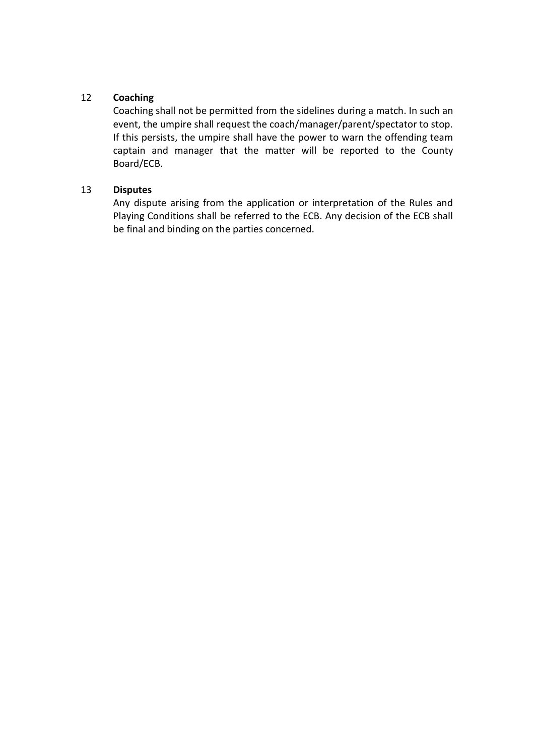## 12 **Coaching**

Coaching shall not be permitted from the sidelines during a match. In such an event, the umpire shall request the coach/manager/parent/spectator to stop. If this persists, the umpire shall have the power to warn the offending team captain and manager that the matter will be reported to the County Board/ECB.

## 13 **Disputes**

Any dispute arising from the application or interpretation of the Rules and Playing Conditions shall be referred to the ECB. Any decision of the ECB shall be final and binding on the parties concerned.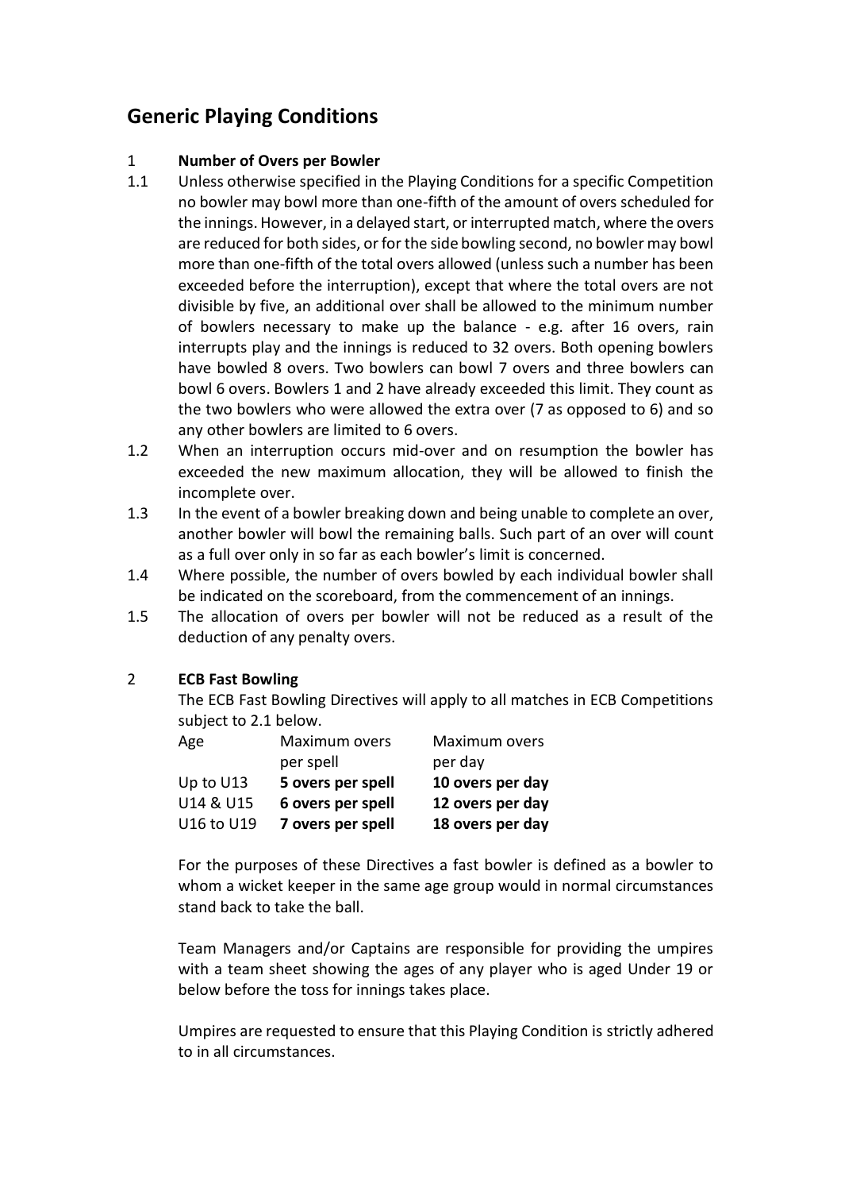# Generic Playing Conditions

1 **Number of Overs per Bowler**

1.1 Unless otherwise specified in the Playing Conditions for a specific Competition no bowler may bowl more than one-fifth of the amount of overs scheduled for the innings. However, in a delayed start, or interrupted match, where the overs are reduced for both sides, or for the side bowling second, no bowler may bowl more than one-fifth of the total overs allowed (unless such a number has been exceeded before the interruption), except that where the total overs are not divisible by five, an additional over shall be allowed to the minimum number of bowlers necessary to make up the balance - e.g. after 16 overs, rain interrupts play and the innings is reduced to 32 overs. Both opening bowlers have bowled 8 overs. Two bowlers can bowl 7 overs and three bowlers can bowl 6 overs. Bowlers 1 and 2 have already exceeded this limit. They count as the two bowlers who were allowed the extra over (7 as opposed to 6) and so any other bowlers are limited to 6 overs.

1.2 When an interruption occurs mid-over and on resumption the bowler has exceeded the new maximum allocation, they will be allowed to finish the incomplete over.

1.3 In the event of a bowler breaking down and being unable to complete an over, another bowler will bowl the remaining balls. Such part of an over will count as a full over only in so far as each bowler's limit is concerned.

1.4 Where possible, the number of overs bowled by each individual bowler shall be indicated on the scoreboard, from the commencement of an innings.

1.5 The allocation of overs per bowler will not be reduced as a result of the deduction of any penalty overs.

2 **ECB Fast Bowling**

The ECB Fast Bowling Directives will apply to all matches in ECB Competitions subject to 2.1 below.

| Age | Maximum overs per spell | Maximum overs per day |
|---|---|---|
| Up to U13 | **5 overs per spell** | **10 overs per day** |
| U14 & U15 | **6 overs per spell** | **12 overs per day** |
| U16 to U19 | **7 overs per spell** | **18 overs per day** |

For the purposes of these Directives a fast bowler is defined as a bowler to whom a wicket keeper in the same age group would in normal circumstances stand back to take the ball.

Team Managers and/or Captains are responsible for providing the umpires with a team sheet showing the ages of any player who is aged Under 19 or below before the toss for innings takes place.

Umpires are requested to ensure that this Playing Condition is strictly adhered to in all circumstances.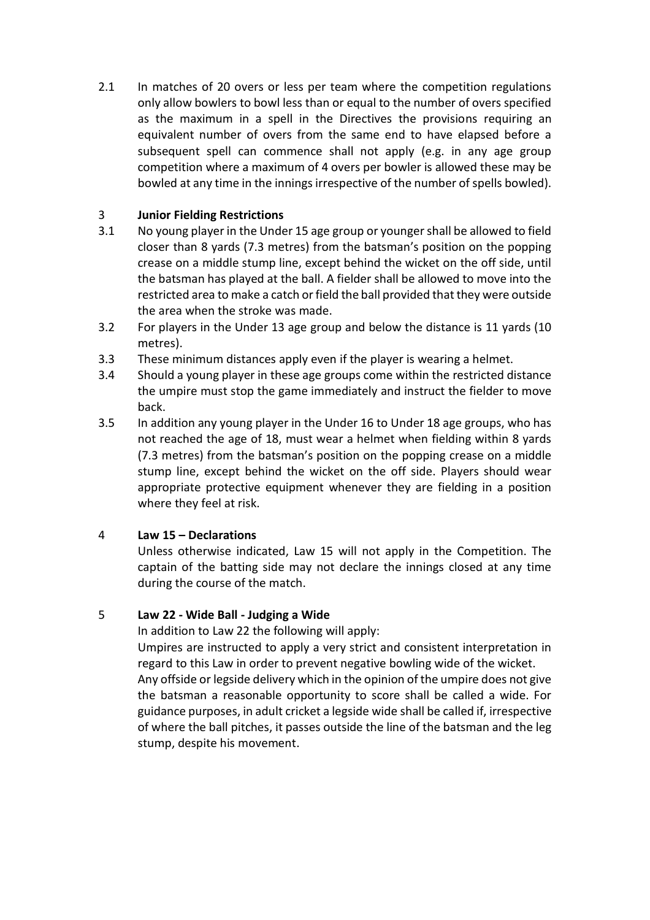2.1 In matches of 20 overs or less per team where the competition regulations only allow bowlers to bowl less than or equal to the number of overs specified as the maximum in a spell in the Directives the provisions requiring an equivalent number of overs from the same end to have elapsed before a subsequent spell can commence shall not apply (e.g. in any age group competition where a maximum of 4 overs per bowler is allowed these may be bowled at any time in the innings irrespective of the number of spells bowled).

## 3 Junior Fielding Restrictions

3.1 No young player in the Under 15 age group or younger shall be allowed to field closer than 8 yards (7.3 metres) from the batsman's position on the popping crease on a middle stump line, except behind the wicket on the off side, until the batsman has played at the ball. A fielder shall be allowed to move into the restricted area to make a catch or field the ball provided that they were outside the area when the stroke was made.

3.2 For players in the Under 13 age group and below the distance is 11 yards (10 metres).

3.3 These minimum distances apply even if the player is wearing a helmet.

3.4 Should a young player in these age groups come within the restricted distance the umpire must stop the game immediately and instruct the fielder to move back.

3.5 In addition any young player in the Under 16 to Under 18 age groups, who has not reached the age of 18, must wear a helmet when fielding within 8 yards (7.3 metres) from the batsman's position on the popping crease on a middle stump line, except behind the wicket on the off side. Players should wear appropriate protective equipment whenever they are fielding in a position where they feel at risk.

## 4 Law 15 – Declarations

Unless otherwise indicated, Law 15 will not apply in the Competition. The captain of the batting side may not declare the innings closed at any time during the course of the match.

## 5 Law 22 - Wide Ball - Judging a Wide

In addition to Law 22 the following will apply:

Umpires are instructed to apply a very strict and consistent interpretation in regard to this Law in order to prevent negative bowling wide of the wicket.

Any offside or legside delivery which in the opinion of the umpire does not give the batsman a reasonable opportunity to score shall be called a wide. For guidance purposes, in adult cricket a legside wide shall be called if, irrespective of where the ball pitches, it passes outside the line of the batsman and the leg stump, despite his movement.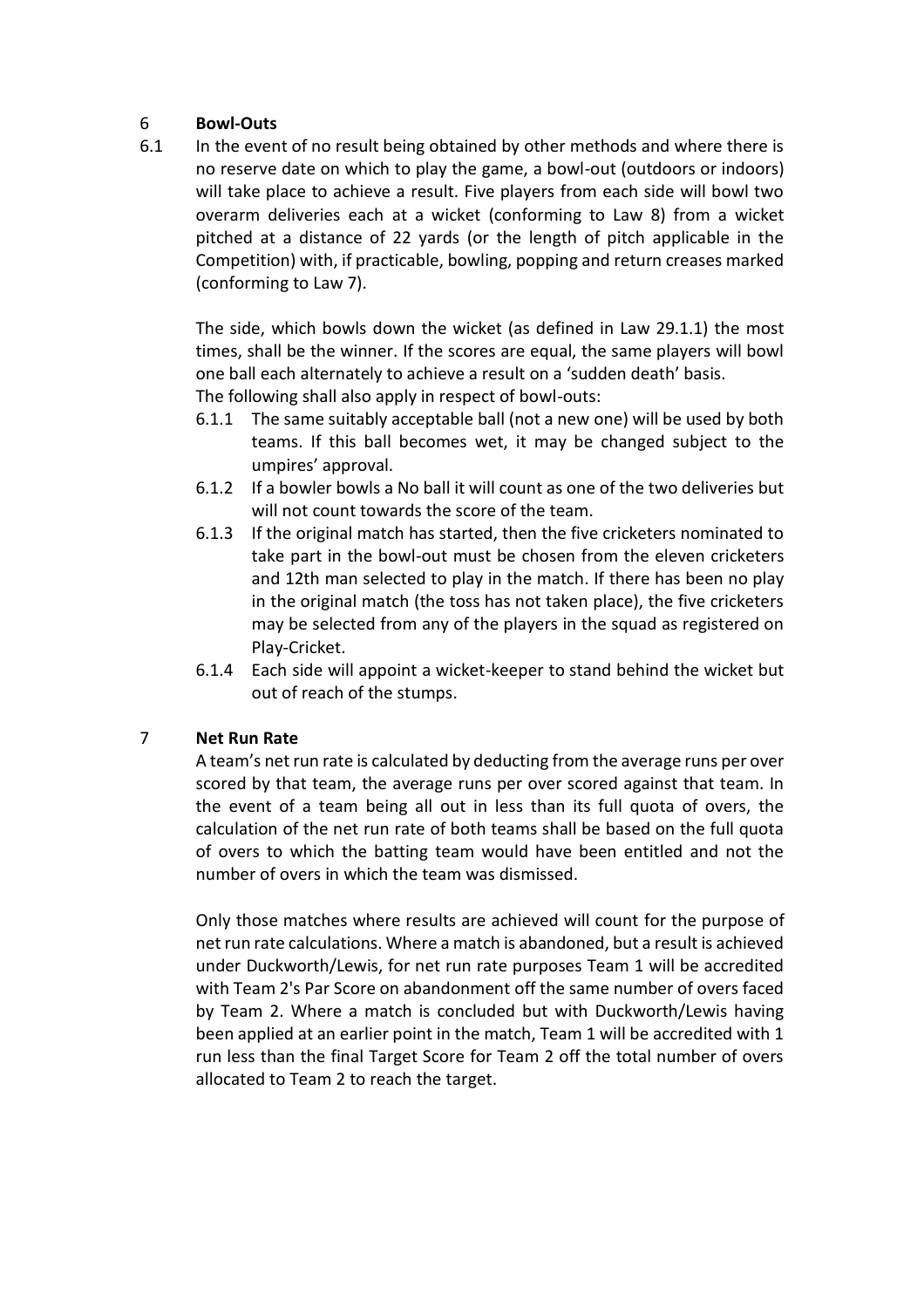## 6 Bowl-Outs

6.1 In the event of no result being obtained by other methods and where there is no reserve date on which to play the game, a bowl-out (outdoors or indoors) will take place to achieve a result. Five players from each side will bowl two overarm deliveries each at a wicket (conforming to Law 8) from a wicket pitched at a distance of 22 yards (or the length of pitch applicable in the Competition) with, if practicable, bowling, popping and return creases marked (conforming to Law 7).

The side, which bowls down the wicket (as defined in Law 29.1.1) the most times, shall be the winner. If the scores are equal, the same players will bowl one ball each alternately to achieve a result on a 'sudden death' basis.
The following shall also apply in respect of bowl-outs:

- 6.1.1 The same suitably acceptable ball (not a new one) will be used by both teams. If this ball becomes wet, it may be changed subject to the umpires' approval.
- 6.1.2 If a bowler bowls a No ball it will count as one of the two deliveries but will not count towards the score of the team.
- 6.1.3 If the original match has started, then the five cricketers nominated to take part in the bowl-out must be chosen from the eleven cricketers and 12th man selected to play in the match. If there has been no play in the original match (the toss has not taken place), the five cricketers may be selected from any of the players in the squad as registered on Play-Cricket.
- 6.1.4 Each side will appoint a wicket-keeper to stand behind the wicket but out of reach of the stumps.

## 7 Net Run Rate

A team's net run rate is calculated by deducting from the average runs per over scored by that team, the average runs per over scored against that team. In the event of a team being all out in less than its full quota of overs, the calculation of the net run rate of both teams shall be based on the full quota of overs to which the batting team would have been entitled and not the number of overs in which the team was dismissed.

Only those matches where results are achieved will count for the purpose of net run rate calculations. Where a match is abandoned, but a result is achieved under Duckworth/Lewis, for net run rate purposes Team 1 will be accredited with Team 2's Par Score on abandonment off the same number of overs faced by Team 2. Where a match is concluded but with Duckworth/Lewis having been applied at an earlier point in the match, Team 1 will be accredited with 1 run less than the final Target Score for Team 2 off the total number of overs allocated to Team 2 to reach the target.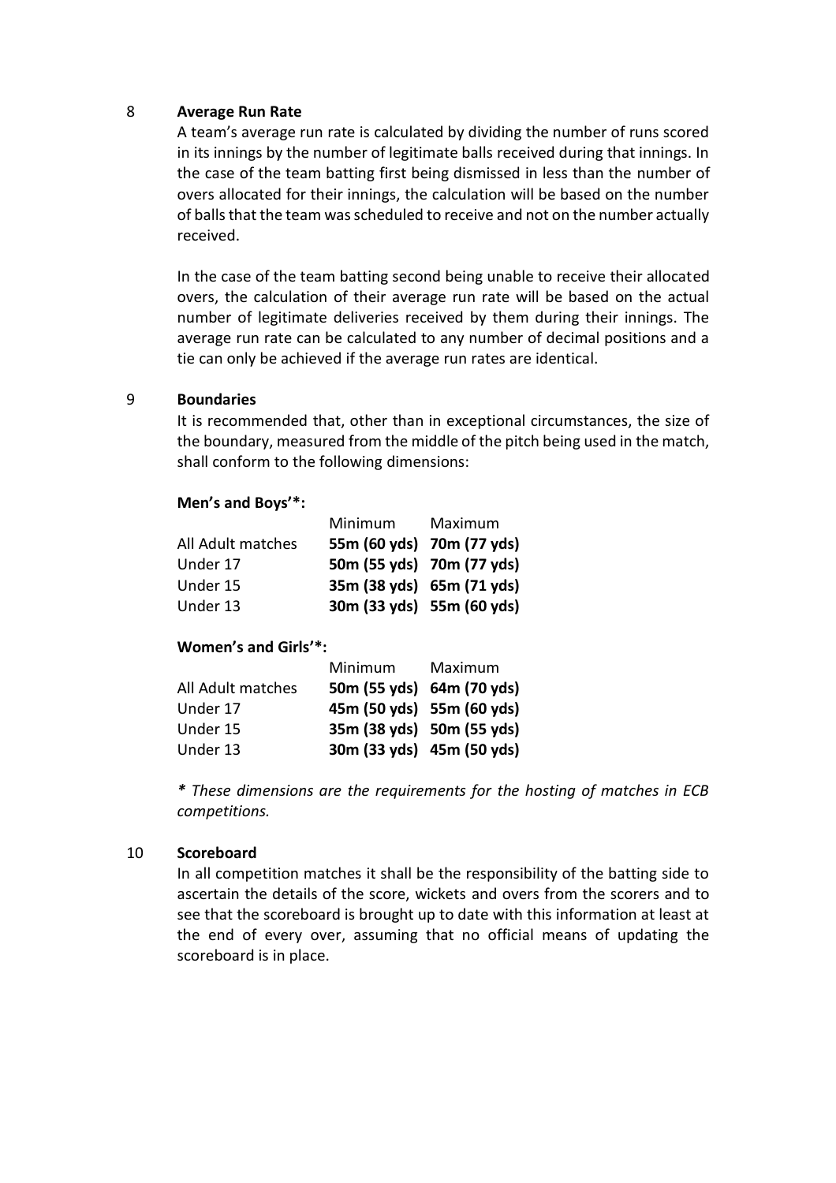## 8 Average Run Rate

A team's average run rate is calculated by dividing the number of runs scored in its innings by the number of legitimate balls received during that innings. In the case of the team batting first being dismissed in less than the number of overs allocated for their innings, the calculation will be based on the number of balls that the team was scheduled to receive and not on the number actually received.

In the case of the team batting second being unable to receive their allocated overs, the calculation of their average run rate will be based on the actual number of legitimate deliveries received by them during their innings. The average run rate can be calculated to any number of decimal positions and a tie can only be achieved if the average run rates are identical.

## 9 Boundaries

It is recommended that, other than in exceptional circumstances, the size of the boundary, measured from the middle of the pitch being used in the match, shall conform to the following dimensions:

**Men's and Boys'*:**

| | Minimum | Maximum |
|---|---|---|
| All Adult matches | **55m (60 yds)** | **70m (77 yds)** |
| Under 17 | **50m (55 yds)** | **70m (77 yds)** |
| Under 15 | **35m (38 yds)** | **65m (71 yds)** |
| Under 13 | **30m (33 yds)** | **55m (60 yds)** |

**Women's and Girls'*:**

| | Minimum | Maximum |
|---|---|---|
| All Adult matches | **50m (55 yds)** | **64m (70 yds)** |
| Under 17 | **45m (50 yds)** | **55m (60 yds)** |
| Under 15 | **35m (38 yds)** | **50m (55 yds)** |
| Under 13 | **30m (33 yds)** | **45m (50 yds)** |

*\* These dimensions are the requirements for the hosting of matches in ECB competitions.*

## 10 Scoreboard

In all competition matches it shall be the responsibility of the batting side to ascertain the details of the score, wickets and overs from the scorers and to see that the scoreboard is brought up to date with this information at least at the end of every over, assuming that no official means of updating the scoreboard is in place.